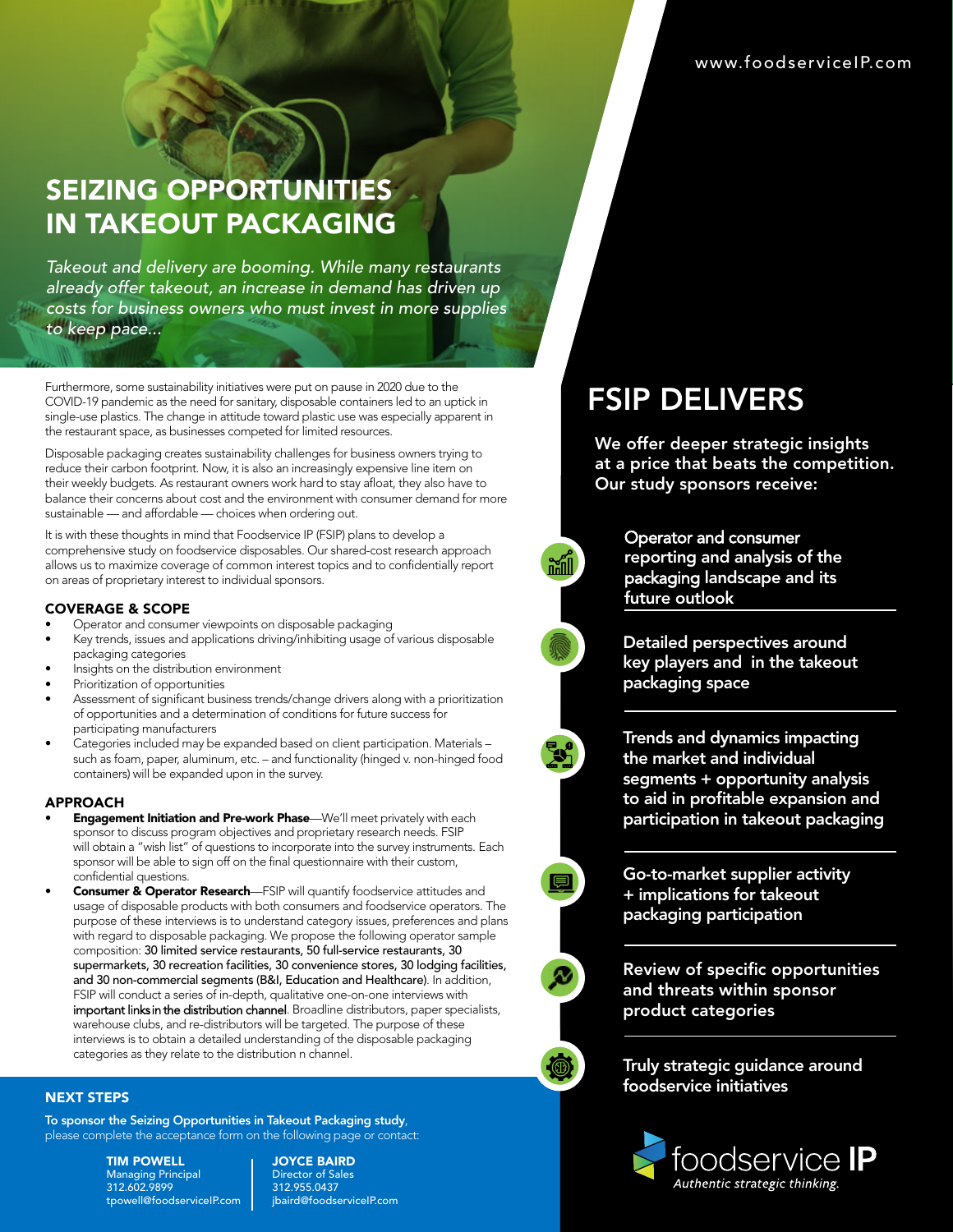www.foodserviceIP.com

# SEIZING OPPORTUNITIES IN TAKEOUT PACKAGING

*Takeout and delivery are booming. While many restaurants already offer takeout, an increase in demand has driven up costs for business owners who must invest in more supplies to keep pace...*

Furthermore, some sustainability initiatives were put on pause in 2020 due to the COVID-19 pandemic as the need for sanitary, disposable containers led to an uptick in single-use plastics. The change in attitude toward plastic use was especially apparent in the restaurant space, as businesses competed for limited resources.

Disposable packaging creates sustainability challenges for business owners trying to reduce their carbon footprint. Now, it is also an increasingly expensive line item on their weekly budgets. As restaurant owners work hard to stay afloat, they also have to balance their concerns about cost and the environment with consumer demand for more sustainable — and affordable — choices when ordering out.

It is with these thoughts in mind that Foodservice IP (FSIP) plans to develop a comprehensive study on foodservice disposables. Our shared-cost research approach allows us to maximize coverage of common interest topics and to confidentially report on areas of proprietary interest to individual sponsors.

### COVERAGE & SCOPE

- Operator and consumer viewpoints on disposable packaging
- Key trends, issues and applications driving/inhibiting usage of various disposable packaging categories
- Insights on the distribution environment
- Prioritization of opportunities
- Assessment of significant business trends/change drivers along with a prioritization of opportunities and a determination of conditions for future success for participating manufacturers
- Categories included may be expanded based on client participation. Materials – such as foam, paper, aluminum, etc. – and functionality (hinged v. non-hinged food containers) will be expanded upon in the survey.

### APPROACH

- **Engagement Initiation and Pre-work Phase**—We'll meet privately with each sponsor to discuss program objectives and proprietary research needs. FSIP will obtain a "wish list" of questions to incorporate into the survey instruments. Each sponsor will be able to sign off on the final questionnaire with their custom, confidential questions.
- **Consumer & Operator Research**—FSIP will quantify foodservice attitudes and usage of disposable products with both consumers and foodservice operators. The purpose of these interviews is to understand category issues, preferences and plans with regard to disposable packaging. We propose the following operator sample composition: 30 limited service restaurants, 50 full-service restaurants, 30 supermarkets, 30 recreation facilities, 30 convenience stores, 30 lodging facilities, and 30 non-commercial segments (B&I, Education and Healthcare). In addition, FSIP will conduct a series of in-depth, qualitative one-on-one interviews with important links in the distribution channel. Broadline distributors, paper specialists, warehouse clubs, and re-distributors will be targeted. The purpose of these interviews is to obtain a detailed understanding of the disposable packaging categories as they relate to the distribution n channel.

### NEXT STEPS

**To sponsor the Seizing Opportunities in Takeout Packaging study**, please complete the acceptance form on the following page or contact:

**TIM POWELL**
Managing Principal
312.602.9899
tpowell@foodserviceIP.com

**JOYCE BAIRD**
Director of Sales
312.955.0437
jbaird@foodserviceIP.com

## FSIP DELIVERS

**We offer deeper strategic insights at a price that beats the competition. Our study sponsors receive:**

- Operator and consumer reporting and analysis of the packaging landscape and its future outlook
- Detailed perspectives around key players and in the takeout packaging space
- Trends and dynamics impacting the market and individual segments + opportunity analysis to aid in profitable expansion and participation in takeout packaging
- Go-to-market supplier activity + implications for takeout packaging participation
- Review of specific opportunities and threats within sponsor product categories
- Truly strategic guidance around foodservice initiatives

foodservice IP
*Authentic strategic thinking.*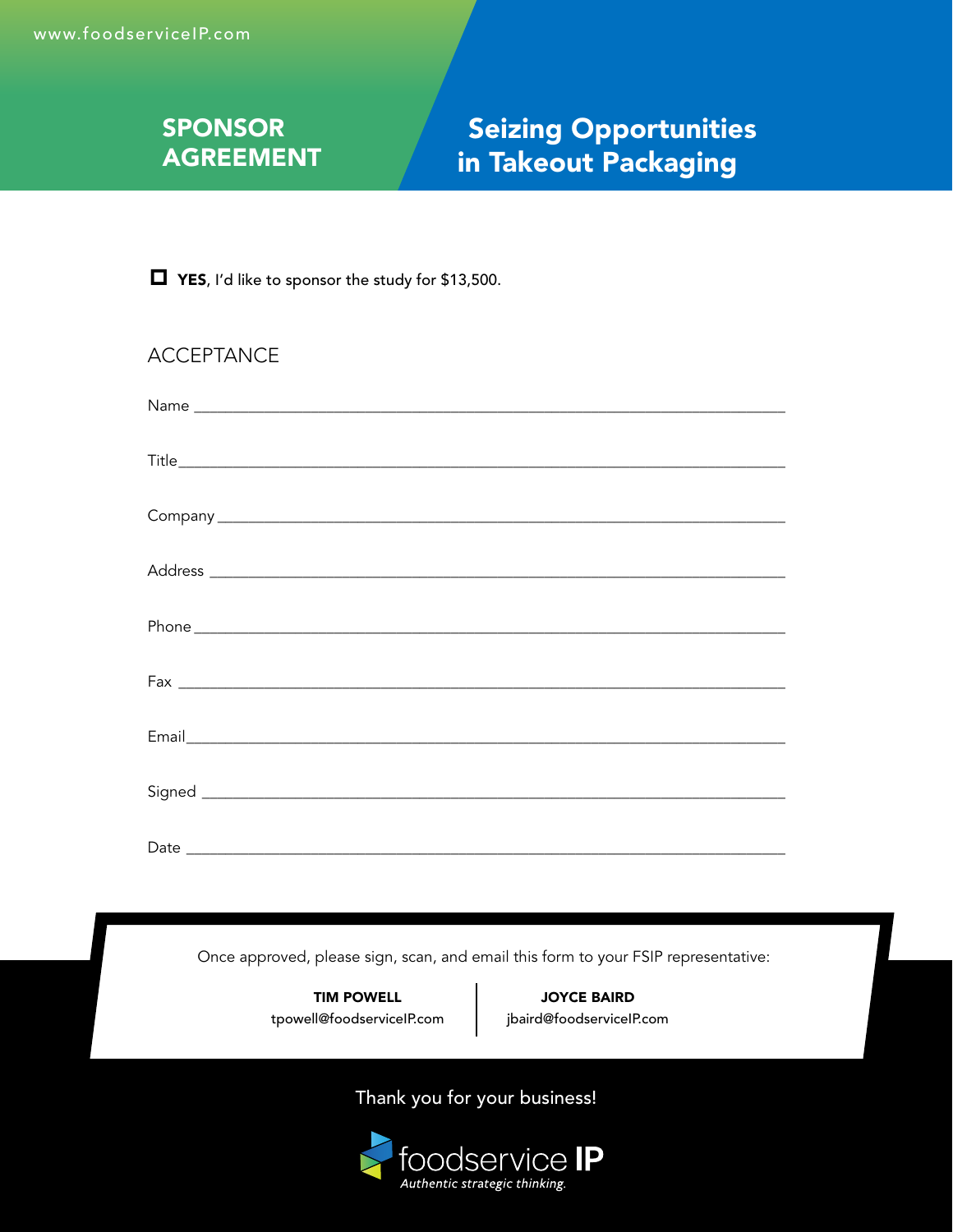www.foodserviceIP.com

# SPONSOR AGREEMENT

# Seizing Opportunities in Takeout Packaging

☐ **YES**, I'd like to sponsor the study for $13,500.

## ACCEPTANCE

Name ____________________________________________

Title ____________________________________________

Company ____________________________________________

Address ____________________________________________

Phone ____________________________________________

Fax ____________________________________________

Email ____________________________________________

Signed ____________________________________________

Date ____________________________________________

Once approved, please sign, scan, and email this form to your FSIP representative:

**TIM POWELL**
tpowell@foodserviceIP.com

**JOYCE BAIRD**
jbaird@foodserviceIP.com

Thank you for your business!

foodservice **IP**
*Authentic strategic thinking.*